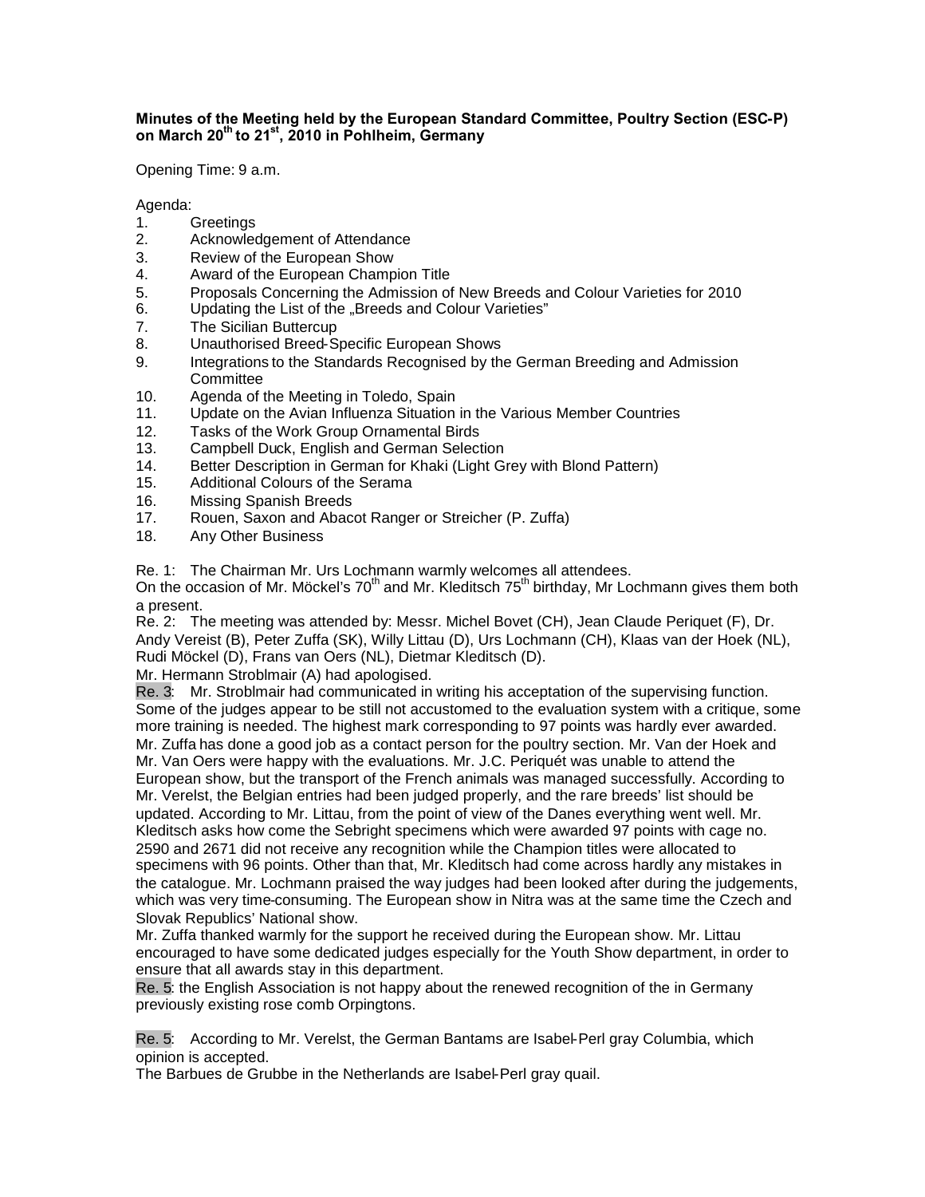**Minutes of the Meeting held by the European Standard Committee, Poultry Section (ESC-P) on March 20th to 21st, 2010 in Pohlheim, Germany**

Opening Time: 9 a.m.

Agenda:

1. Greetings
2. Acknowledgement of Attendance
3. Review of the European Show
4. Award of the European Champion Title
5. Proposals Concerning the Admission of New Breeds and Colour Varieties for 2010
6. Updating the List of the „Breeds and Colour Varieties"
7. The Sicilian Buttercup
8. Unauthorised Breed-Specific European Shows
9. Integrations to the Standards Recognised by the German Breeding and Admission Committee
10. Agenda of the Meeting in Toledo, Spain
11. Update on the Avian Influenza Situation in the Various Member Countries
12. Tasks of the Work Group Ornamental Birds
13. Campbell Duck, English and German Selection
14. Better Description in German for Khaki (Light Grey with Blond Pattern)
15. Additional Colours of the Serama
16. Missing Spanish Breeds
17. Rouen, Saxon and Abacot Ranger or Streicher (P. Zuffa)
18. Any Other Business

Re. 1: The Chairman Mr. Urs Lochmann warmly welcomes all attendees.
On the occasion of Mr. Möckel's 70th and Mr. Kleditsch 75th birthday, Mr Lochmann gives them both a present.

Re. 2: The meeting was attended by: Messr. Michel Bovet (CH), Jean Claude Periquet (F), Dr. Andy Vereist (B), Peter Zuffa (SK), Willy Littau (D), Urs Lochmann (CH), Klaas van der Hoek (NL), Rudi Möckel (D), Frans van Oers (NL), Dietmar Kleditsch (D).
Mr. Hermann Stroblmair (A) had apologised.

Re. 3: Mr. Stroblmair had communicated in writing his acceptation of the supervising function. Some of the judges appear to be still not accustomed to the evaluation system with a critique, some more training is needed. The highest mark corresponding to 97 points was hardly ever awarded. Mr. Zuffa has done a good job as a contact person for the poultry section. Mr. Van der Hoek and Mr. Van Oers were happy with the evaluations. Mr. J.C. Periquét was unable to attend the European show, but the transport of the French animals was managed successfully. According to Mr. Verelst, the Belgian entries had been judged properly, and the rare breeds' list should be updated. According to Mr. Littau, from the point of view of the Danes everything went well. Mr. Kleditsch asks how come the Sebright specimens which were awarded 97 points with cage no. 2590 and 2671 did not receive any recognition while the Champion titles were allocated to specimens with 96 points. Other than that, Mr. Kleditsch had come across hardly any mistakes in the catalogue. Mr. Lochmann praised the way judges had been looked after during the judgements, which was very time-consuming. The European show in Nitra was at the same time the Czech and Slovak Republics' National show.
Mr. Zuffa thanked warmly for the support he received during the European show. Mr. Littau encouraged to have some dedicated judges especially for the Youth Show department, in order to ensure that all awards stay in this department.

Re. 5: the English Association is not happy about the renewed recognition of the in Germany previously existing rose comb Orpingtons.

Re. 5: According to Mr. Verelst, the German Bantams are Isabel-Perl gray Columbia, which opinion is accepted.
The Barbues de Grubbe in the Netherlands are Isabel-Perl gray quail.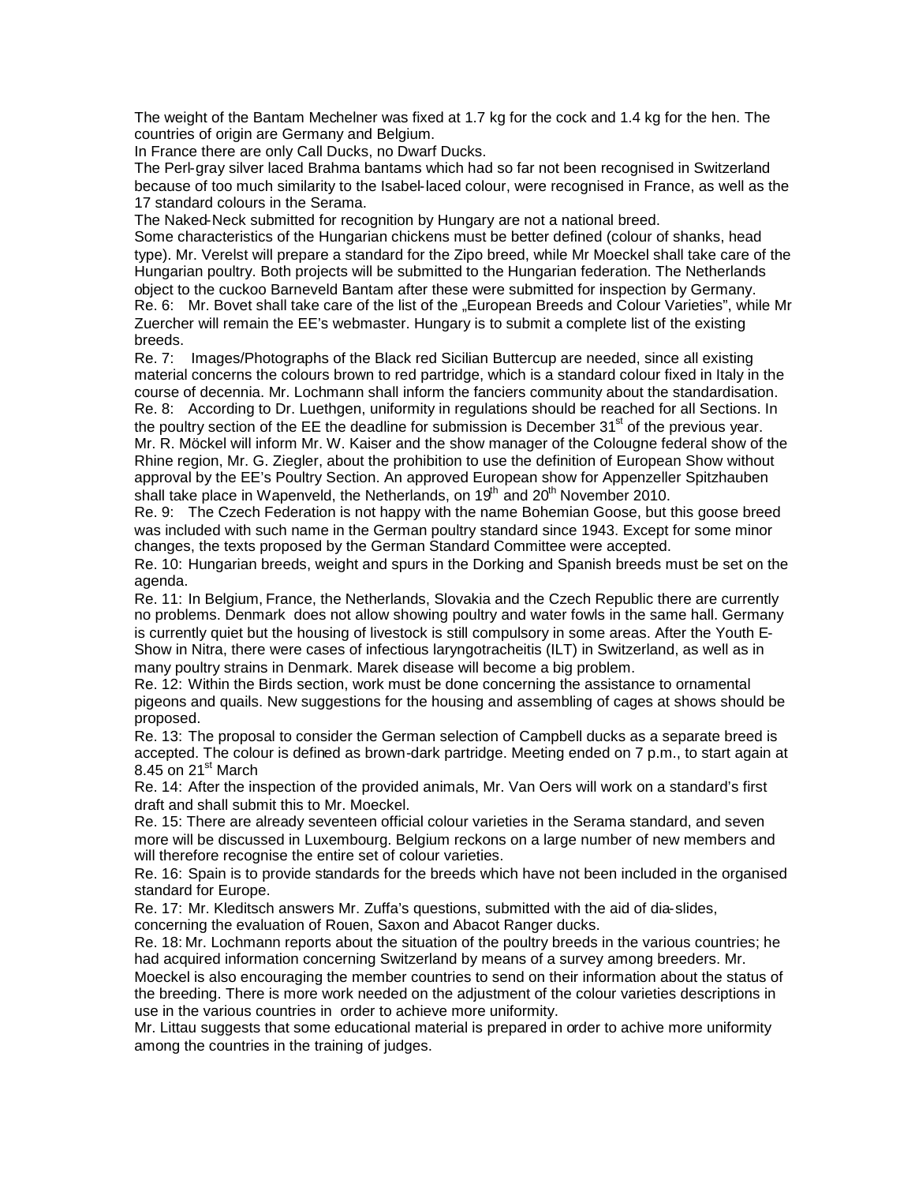The weight of the Bantam Mechelner was fixed at 1.7 kg for the cock and 1.4 kg for the hen. The countries of origin are Germany and Belgium.

In France there are only Call Ducks, no Dwarf Ducks.

The Perl-gray silver laced Brahma bantams which had so far not been recognised in Switzerland because of too much similarity to the Isabel-laced colour, were recognised in France, as well as the 17 standard colours in the Serama.

The Naked-Neck submitted for recognition by Hungary are not a national breed.

Some characteristics of the Hungarian chickens must be better defined (colour of shanks, head type). Mr. Verelst will prepare a standard for the Zipo breed, while Mr Moeckel shall take care of the Hungarian poultry. Both projects will be submitted to the Hungarian federation. The Netherlands object to the cuckoo Barneveld Bantam after these were submitted for inspection by Germany.

Re. 6: Mr. Bovet shall take care of the list of the „European Breeds and Colour Varieties", while Mr Zuercher will remain the EE's webmaster. Hungary is to submit a complete list of the existing breeds.

Re. 7: Images/Photographs of the Black red Sicilian Buttercup are needed, since all existing material concerns the colours brown to red partridge, which is a standard colour fixed in Italy in the course of decennia. Mr. Lochmann shall inform the fanciers community about the standardisation.

Re. 8: According to Dr. Luethgen, uniformity in regulations should be reached for all Sections. In the poultry section of the EE the deadline for submission is December 31st of the previous year. Mr. R. Möckel will inform Mr. W. Kaiser and the show manager of the Colougne federal show of the Rhine region, Mr. G. Ziegler, about the prohibition to use the definition of European Show without approval by the EE's Poultry Section. An approved European show for Appenzeller Spitzhauben shall take place in Wapenveld, the Netherlands, on 19th and 20th November 2010.

Re. 9: The Czech Federation is not happy with the name Bohemian Goose, but this goose breed was included with such name in the German poultry standard since 1943. Except for some minor changes, the texts proposed by the German Standard Committee were accepted.

Re. 10: Hungarian breeds, weight and spurs in the Dorking and Spanish breeds must be set on the agenda.

Re. 11: In Belgium, France, the Netherlands, Slovakia and the Czech Republic there are currently no problems. Denmark does not allow showing poultry and water fowls in the same hall. Germany is currently quiet but the housing of livestock is still compulsory in some areas. After the Youth E-Show in Nitra, there were cases of infectious laryngotracheitis (ILT) in Switzerland, as well as in many poultry strains in Denmark. Marek disease will become a big problem.

Re. 12: Within the Birds section, work must be done concerning the assistance to ornamental pigeons and quails. New suggestions for the housing and assembling of cages at shows should be proposed.

Re. 13: The proposal to consider the German selection of Campbell ducks as a separate breed is accepted. The colour is defined as brown-dark partridge. Meeting ended on 7 p.m., to start again at 8.45 on 21st March

Re. 14: After the inspection of the provided animals, Mr. Van Oers will work on a standard's first draft and shall submit this to Mr. Moeckel.

Re. 15: There are already seventeen official colour varieties in the Serama standard, and seven more will be discussed in Luxembourg. Belgium reckons on a large number of new members and will therefore recognise the entire set of colour varieties.

Re. 16: Spain is to provide standards for the breeds which have not been included in the organised standard for Europe.

Re. 17: Mr. Kleditsch answers Mr. Zuffa's questions, submitted with the aid of dia-slides, concerning the evaluation of Rouen, Saxon and Abacot Ranger ducks.

Re. 18: Mr. Lochmann reports about the situation of the poultry breeds in the various countries; he had acquired information concerning Switzerland by means of a survey among breeders. Mr. Moeckel is also encouraging the member countries to send on their information about the status of the breeding. There is more work needed on the adjustment of the colour varieties descriptions in use in the various countries in order to achieve more uniformity.

Mr. Littau suggests that some educational material is prepared in order to achive more uniformity among the countries in the training of judges.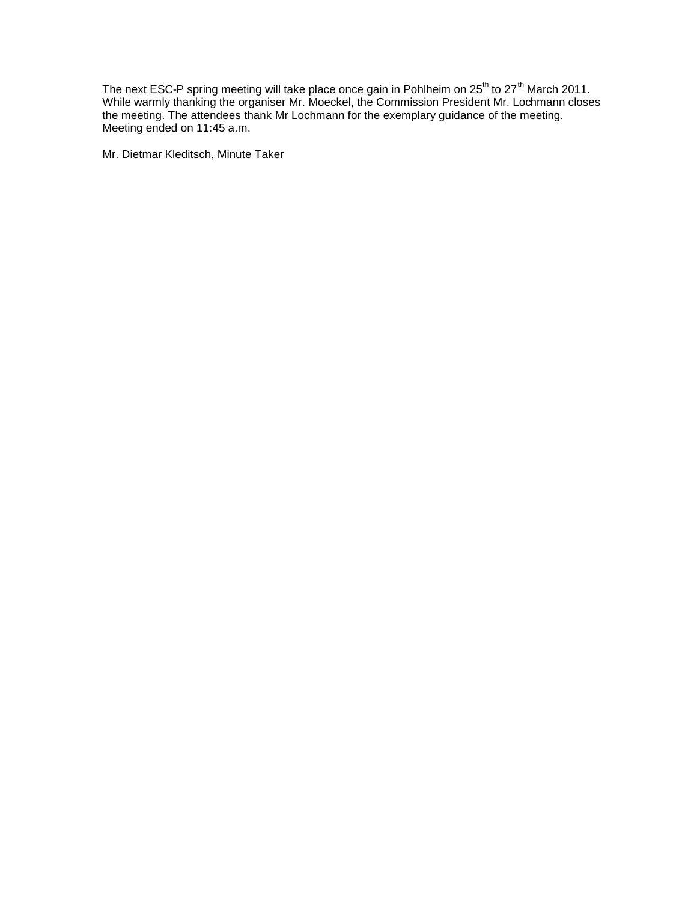The next ESC-P spring meeting will take place once gain in Pohlheim on 25th to 27th March 2011. While warmly thanking the organiser Mr. Moeckel, the Commission President Mr. Lochmann closes the meeting. The attendees thank Mr Lochmann for the exemplary guidance of the meeting. Meeting ended on 11:45 a.m.

Mr. Dietmar Kleditsch, Minute Taker